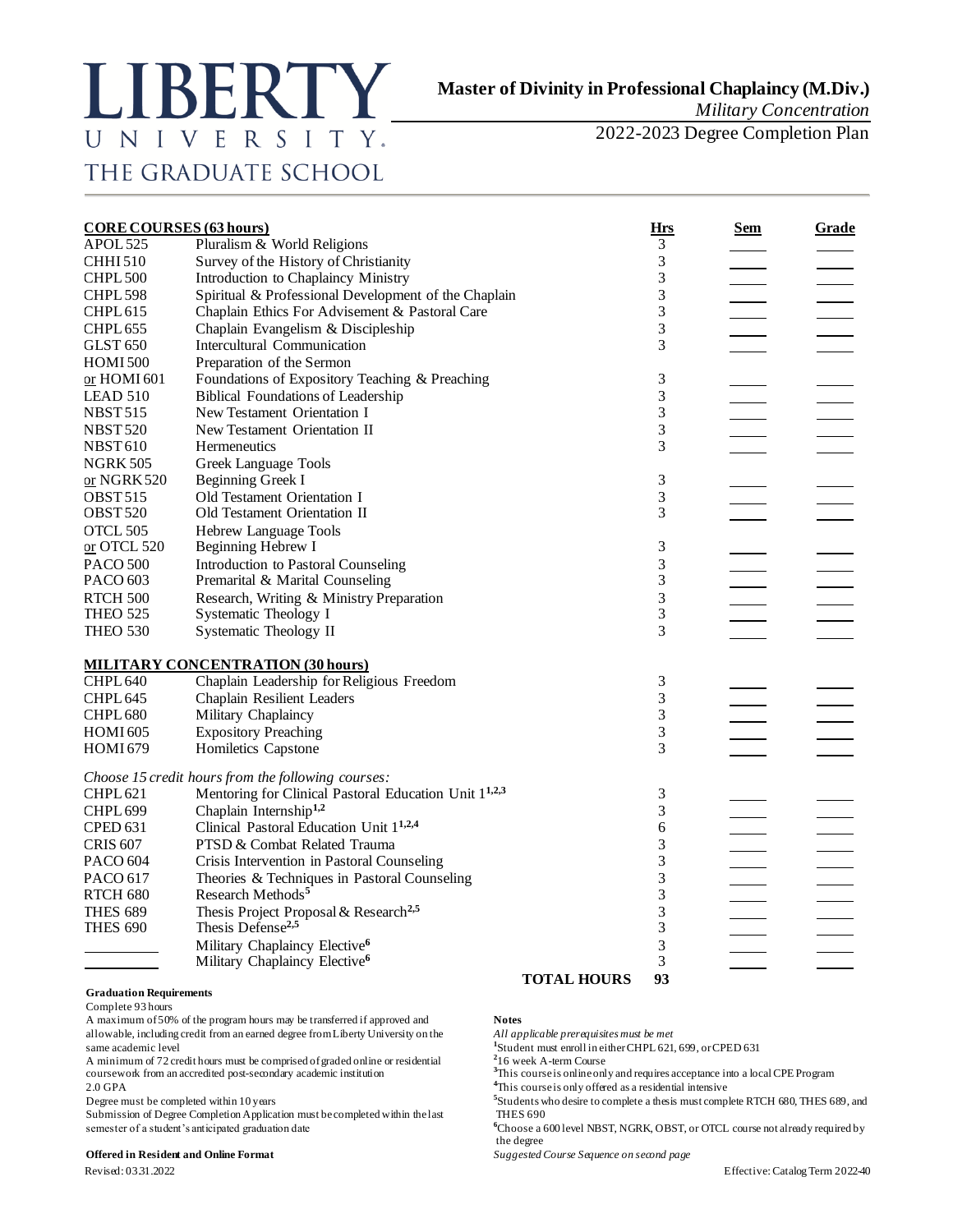# LIBERTY UNIVERSITY
## THE GRADUATE SCHOOL

**Master of Divinity in Professional Chaplaincy (M.Div.)**
*Military Concentration*
2022-2023 Degree Completion Plan

| **CORE COURSES (63 hours)** | | **Hrs** | **Sem** | **Grade** |
|---|---|---|---|---|
| APOL 525 | Pluralism & World Religions | 3 | | |
| CHHI 510 | Survey of the History of Christianity | 3 | | |
| CHPL 500 | Introduction to Chaplaincy Ministry | 3 | | |
| CHPL 598 | Spiritual & Professional Development of the Chaplain | 3 | | |
| CHPL 615 | Chaplain Ethics For Advisement & Pastoral Care | 3 | | |
| CHPL 655 | Chaplain Evangelism & Discipleship | 3 | | |
| GLST 650 | Intercultural Communication | 3 | | |
| HOMI 500 or HOMI 601 | Preparation of the Sermon or Foundations of Expository Teaching & Preaching | 3 | | |
| LEAD 510 | Biblical Foundations of Leadership | 3 | | |
| NBST 515 | New Testament Orientation I | 3 | | |
| NBST 520 | New Testament Orientation II | 3 | | |
| NBST 610 | Hermeneutics | 3 | | |
| NGRK 505 or NGRK 520 | Greek Language Tools or Beginning Greek I | 3 | | |
| OBST 515 | Old Testament Orientation I | 3 | | |
| OBST 520 | Old Testament Orientation II | 3 | | |
| OTCL 505 or OTCL 520 | Hebrew Language Tools or Beginning Hebrew I | 3 | | |
| PACO 500 | Introduction to Pastoral Counseling | 3 | | |
| PACO 603 | Premarital & Marital Counseling | 3 | | |
| RTCH 500 | Research, Writing & Ministry Preparation | 3 | | |
| THEO 525 | Systematic Theology I | 3 | | |
| THEO 530 | Systematic Theology II | 3 | | |
| **MILITARY CONCENTRATION (30 hours)** | | | | |
| CHPL 640 | Chaplain Leadership for Religious Freedom | 3 | | |
| CHPL 645 | Chaplain Resilient Leaders | 3 | | |
| CHPL 680 | Military Chaplaincy | 3 | | |
| HOMI 605 | Expository Preaching | 3 | | |
| HOMI 679 | Homiletics Capstone | 3 | | |
| *Choose 15 credit hours from the following courses:* | | | | |
| CHPL 621 | Mentoring for Clinical Pastoral Education Unit 1[1,2,3] | 3 | | |
| CHPL 699 | Chaplain Internship[1,2] | 3 | | |
| CPED 631 | Clinical Pastoral Education Unit 1[1,2,4] | 6 | | |
| CRIS 607 | PTSD & Combat Related Trauma | 3 | | |
| PACO 604 | Crisis Intervention in Pastoral Counseling | 3 | | |
| PACO 617 | Theories & Techniques in Pastoral Counseling | 3 | | |
| RTCH 680 | Research Methods[5] | 3 | | |
| THES 689 | Thesis Project Proposal & Research[2,5] | 3 | | |
| THES 690 | Thesis Defense[2,5] | 3 | | |
| ______ | Military Chaplaincy Elective[6] | 3 | | |
| ______ | Military Chaplaincy Elective[6] | 3 | | |
| | **TOTAL HOURS** | **93** | | |

**Graduation Requirements**

Complete 93 hours
A maximum of 50% of the program hours may be transferred if approved and allowable, including credit from an earned degree from Liberty University on the same academic level
A minimum of 72 credit hours must be comprised of graded online or residential coursework from an accredited post-secondary academic institution
2.0 GPA
Degree must be completed within 10 years
Submission of Degree Completion Application must be completed within the last semester of a student's anticipated graduation date

**Offered in Resident and Online Format**

**Notes**

*All applicable prerequisites must be met*
[1]Student must enroll in either CHPL 621, 699, or CPED 631
[2]16 week A-term Course
[3]This course is online only and requires acceptance into a local CPE Program
[4]This course is only offered as a residential intensive
[5]Students who desire to complete a thesis must complete RTCH 680, THES 689, and THES 690
[6]Choose a 600 level NBST, NGRK, OBST, or OTCL course not already required by the degree
*Suggested Course Sequence on second page*

Revised: 03.31.2022

Effective: Catalog Term 2022-40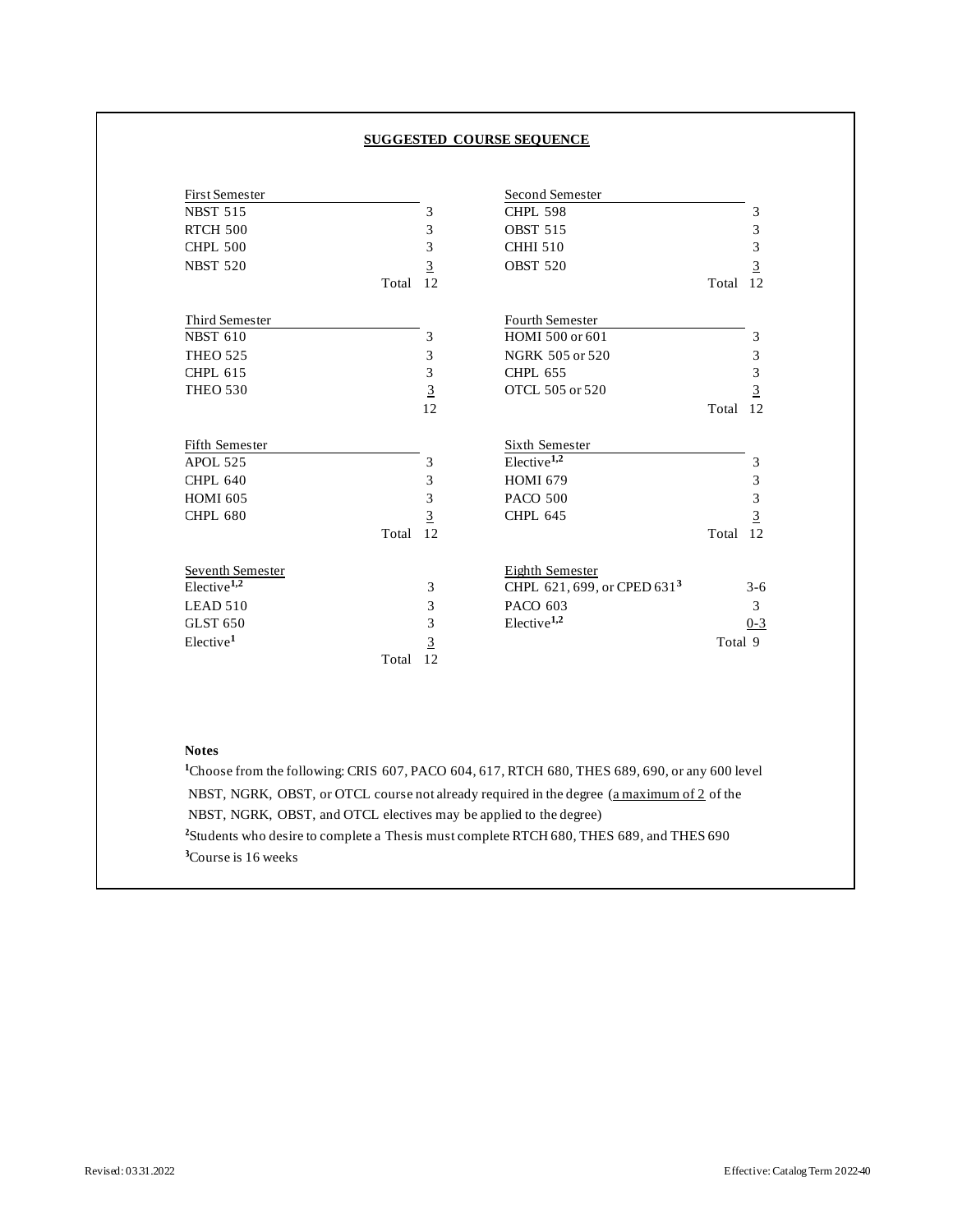## SUGGESTED COURSE SEQUENCE

| First Semester | | Second Semester | |
|---|---|---|---|
| NBST 515 | 3 | CHPL 598 | 3 |
| RTCH 500 | 3 | OBST 515 | 3 |
| CHPL 500 | 3 | CHHI 510 | 3 |
| NBST 520 | 3 | OBST 520 | 3 |
| Total | 12 | Total | 12 |

| Third Semester | | Fourth Semester | |
|---|---|---|---|
| NBST 610 | 3 | HOMI 500 or 601 | 3 |
| THEO 525 | 3 | NGRK 505 or 520 | 3 |
| CHPL 615 | 3 | CHPL 655 | 3 |
| THEO 530 | 3 | OTCL 505 or 520 | 3 |
| | 12 | Total | 12 |

| Fifth Semester | | Sixth Semester | |
|---|---|---|---|
| APOL 525 | 3 | Elective[1,2] | 3 |
| CHPL 640 | 3 | HOMI 679 | 3 |
| HOMI 605 | 3 | PACO 500 | 3 |
| CHPL 680 | 3 | CHPL 645 | 3 |
| Total | 12 | Total | 12 |

| Seventh Semester | | Eighth Semester | |
|---|---|---|---|
| Elective[1,2] | 3 | CHPL 621, 699, or CPED 631[3] | 3-6 |
| LEAD 510 | 3 | PACO 603 | 3 |
| GLST 650 | 3 | Elective[1,2] | 0-3 |
| Elective[1] | 3 | Total | 9 |
| Total | 12 | | |

**Notes**

[1]Choose from the following: CRIS 607, PACO 604, 617, RTCH 680, THES 689, 690, or any 600 level NBST, NGRK, OBST, or OTCL course not already required in the degree (a maximum of 2 of the NBST, NGRK, OBST, and OTCL electives may be applied to the degree)

[2]Students who desire to complete a Thesis must complete RTCH 680, THES 689, and THES 690

[3]Course is 16 weeks

Revised: 03.31.2022 Effective: Catalog Term 2022-40